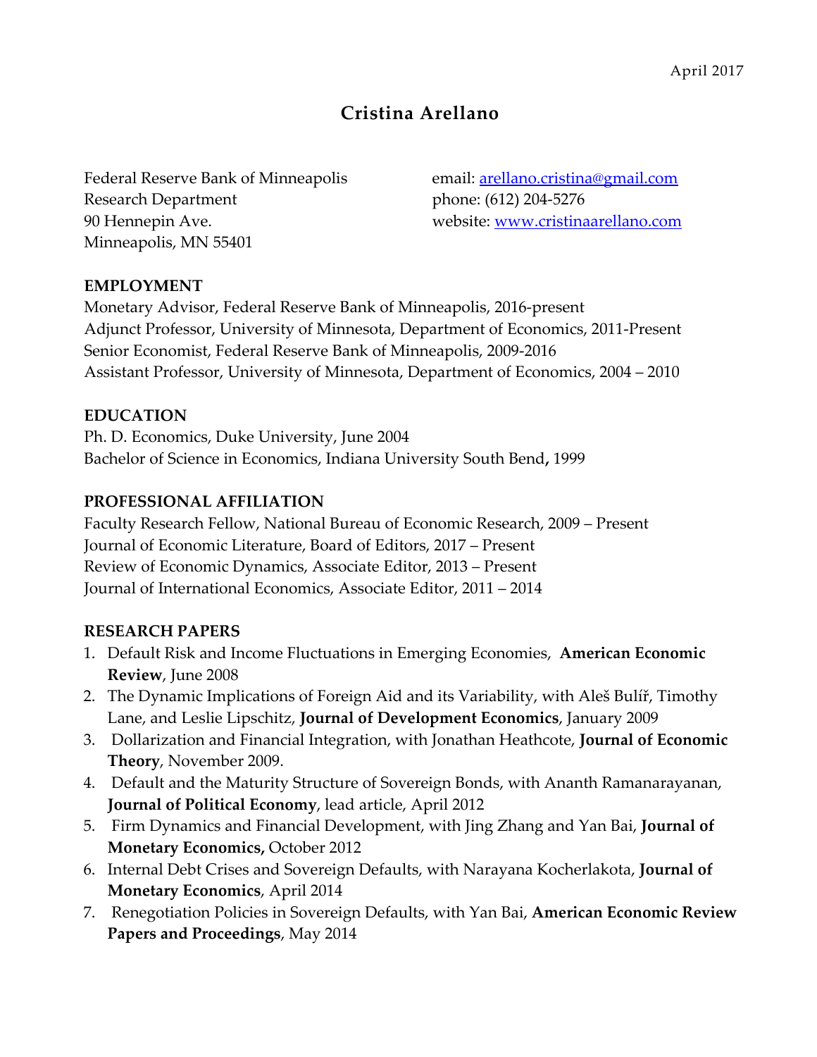April 2017

# Cristina Arellano

Federal Reserve Bank of Minneapolis
Research Department
90 Hennepin Ave.
Minneapolis, MN 55401

email: arellano.cristina@gmail.com
phone: (612) 204-5276
website: www.cristinaarellano.com

## EMPLOYMENT

Monetary Advisor, Federal Reserve Bank of Minneapolis, 2016-present
Adjunct Professor, University of Minnesota, Department of Economics, 2011-Present
Senior Economist, Federal Reserve Bank of Minneapolis, 2009-2016
Assistant Professor, University of Minnesota, Department of Economics, 2004 – 2010

## EDUCATION

Ph. D. Economics, Duke University, June 2004
Bachelor of Science in Economics, Indiana University South Bend**,** 1999

## PROFESSIONAL AFFILIATION

Faculty Research Fellow, National Bureau of Economic Research, 2009 – Present
Journal of Economic Literature, Board of Editors, 2017 – Present
Review of Economic Dynamics, Associate Editor, 2013 – Present
Journal of International Economics, Associate Editor, 2011 – 2014

## RESEARCH PAPERS

1. Default Risk and Income Fluctuations in Emerging Economies, **American Economic Review**, June 2008
2. The Dynamic Implications of Foreign Aid and its Variability, with Aleš Bulíř, Timothy Lane, and Leslie Lipschitz, **Journal of Development Economics**, January 2009
3. Dollarization and Financial Integration, with Jonathan Heathcote, **Journal of Economic Theory**, November 2009.
4. Default and the Maturity Structure of Sovereign Bonds, with Ananth Ramanarayanan, **Journal of Political Economy**, lead article, April 2012
5. Firm Dynamics and Financial Development, with Jing Zhang and Yan Bai, **Journal of Monetary Economics,** October 2012
6. Internal Debt Crises and Sovereign Defaults, with Narayana Kocherlakota, **Journal of Monetary Economics**, April 2014
7. Renegotiation Policies in Sovereign Defaults, with Yan Bai, **American Economic Review Papers and Proceedings**, May 2014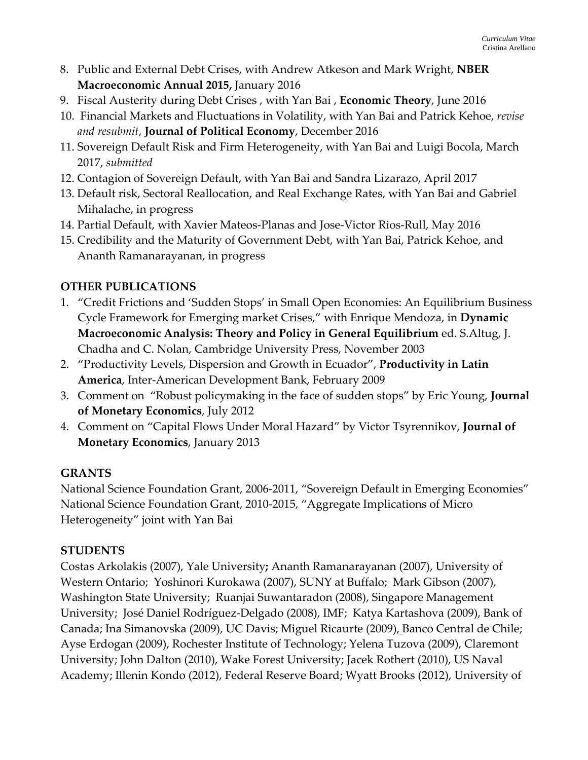8. Public and External Debt Crises, with Andrew Atkeson and Mark Wright, **NBER Macroeconomic Annual 2015,** January 2016
9. Fiscal Austerity during Debt Crises , with Yan Bai , **Economic Theory**, June 2016
10. Financial Markets and Fluctuations in Volatility, with Yan Bai and Patrick Kehoe, *revise and resubmit*, **Journal of Political Economy**, December 2016
11. Sovereign Default Risk and Firm Heterogeneity, with Yan Bai and Luigi Bocola, March 2017, *submitted*
12. Contagion of Sovereign Default, with Yan Bai and Sandra Lizarazo, April 2017
13. Default risk, Sectoral Reallocation, and Real Exchange Rates, with Yan Bai and Gabriel Mihalache, in progress
14. Partial Default, with Xavier Mateos-Planas and Jose-Victor Rios-Rull, May 2016
15. Credibility and the Maturity of Government Debt, with Yan Bai, Patrick Kehoe, and Ananth Ramanarayanan, in progress

## OTHER PUBLICATIONS

1. "Credit Frictions and 'Sudden Stops' in Small Open Economies: An Equilibrium Business Cycle Framework for Emerging market Crises," with Enrique Mendoza, in **Dynamic Macroeconomic Analysis: Theory and Policy in General Equilibrium** ed. S.Altug, J. Chadha and C. Nolan, Cambridge University Press, November 2003
2. "Productivity Levels, Dispersion and Growth in Ecuador", **Productivity in Latin America**, Inter-American Development Bank, February 2009
3. Comment on "Robust policymaking in the face of sudden stops" by Eric Young, **Journal of Monetary Economics**, July 2012
4. Comment on "Capital Flows Under Moral Hazard" by Victor Tsyrennikov, **Journal of Monetary Economics**, January 2013

## GRANTS

National Science Foundation Grant, 2006-2011, "Sovereign Default in Emerging Economies"
National Science Foundation Grant, 2010-2015, "Aggregate Implications of Micro Heterogeneity" joint with Yan Bai

## STUDENTS

Costas Arkolakis (2007), Yale University**;** Ananth Ramanarayanan (2007), University of Western Ontario; Yoshinori Kurokawa (2007), SUNY at Buffalo; Mark Gibson (2007), Washington State University; Ruanjai Suwantaradon (2008), Singapore Management University; José Daniel Rodríguez-Delgado (2008), IMF; Katya Kartashova (2009), Bank of Canada; Ina Simanovska (2009), UC Davis; Miguel Ricaurte (2009), Banco Central de Chile; Ayse Erdogan (2009), Rochester Institute of Technology; Yelena Tuzova (2009), Claremont University; John Dalton (2010), Wake Forest University; Jacek Rothert (2010), US Naval Academy; Illenin Kondo (2012), Federal Reserve Board; Wyatt Brooks (2012), University of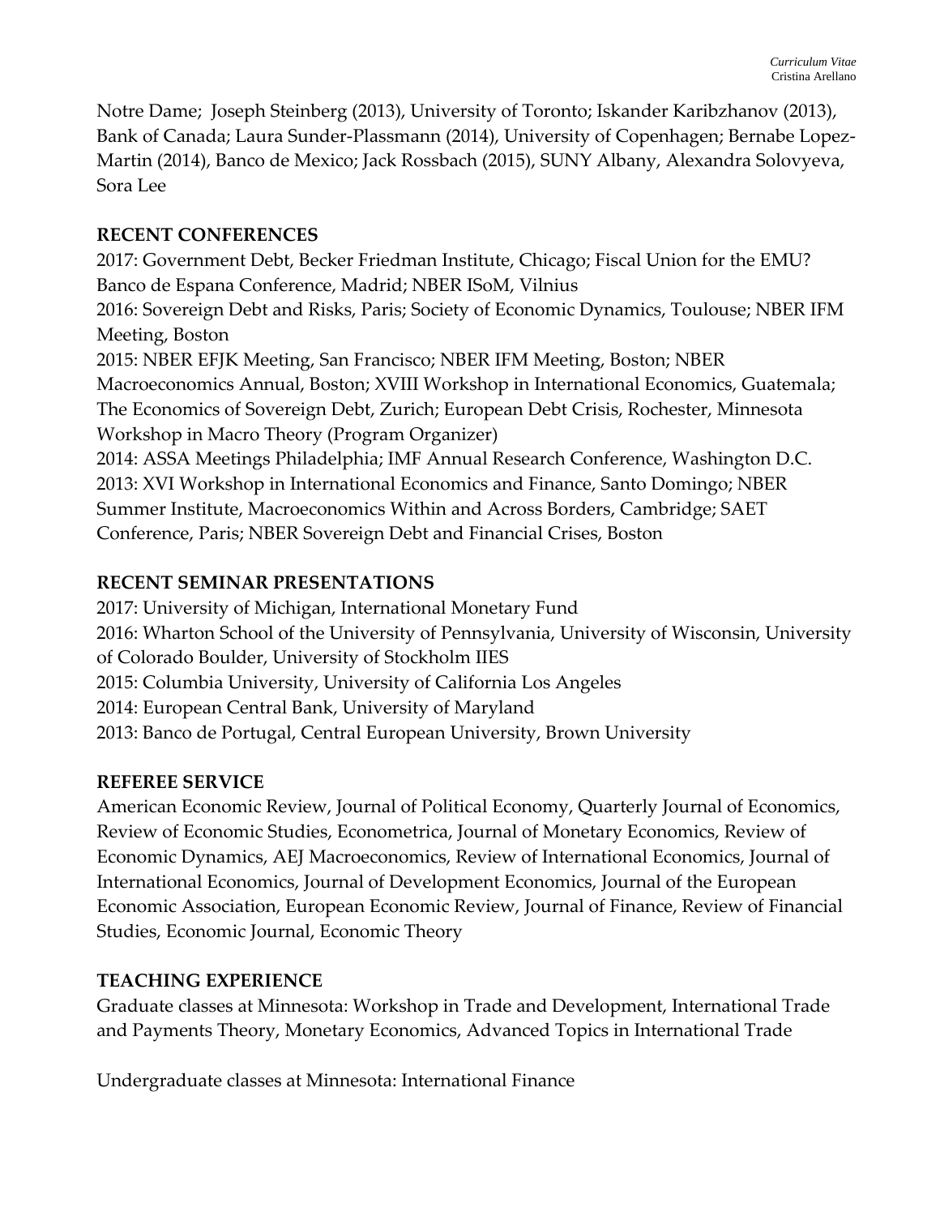Notre Dame; Joseph Steinberg (2013), University of Toronto; Iskander Karibzhanov (2013), Bank of Canada; Laura Sunder-Plassmann (2014), University of Copenhagen; Bernabe Lopez-Martin (2014), Banco de Mexico; Jack Rossbach (2015), SUNY Albany, Alexandra Solovyeva, Sora Lee

## RECENT CONFERENCES

2017: Government Debt, Becker Friedman Institute, Chicago; Fiscal Union for the EMU? Banco de Espana Conference, Madrid; NBER ISoM, Vilnius

2016: Sovereign Debt and Risks, Paris; Society of Economic Dynamics, Toulouse; NBER IFM Meeting, Boston

2015: NBER EFJK Meeting, San Francisco; NBER IFM Meeting, Boston; NBER Macroeconomics Annual, Boston; XVIII Workshop in International Economics, Guatemala; The Economics of Sovereign Debt, Zurich; European Debt Crisis, Rochester, Minnesota Workshop in Macro Theory (Program Organizer)

2014: ASSA Meetings Philadelphia; IMF Annual Research Conference, Washington D.C.

2013: XVI Workshop in International Economics and Finance, Santo Domingo; NBER Summer Institute, Macroeconomics Within and Across Borders, Cambridge; SAET Conference, Paris; NBER Sovereign Debt and Financial Crises, Boston

## RECENT SEMINAR PRESENTATIONS

2017: University of Michigan, International Monetary Fund

2016: Wharton School of the University of Pennsylvania, University of Wisconsin, University of Colorado Boulder, University of Stockholm IIES

2015: Columbia University, University of California Los Angeles

2014: European Central Bank, University of Maryland

2013: Banco de Portugal, Central European University, Brown University

## REFEREE SERVICE

American Economic Review, Journal of Political Economy, Quarterly Journal of Economics, Review of Economic Studies, Econometrica, Journal of Monetary Economics, Review of Economic Dynamics, AEJ Macroeconomics, Review of International Economics, Journal of International Economics, Journal of Development Economics, Journal of the European Economic Association, European Economic Review, Journal of Finance, Review of Financial Studies, Economic Journal, Economic Theory

## TEACHING EXPERIENCE

Graduate classes at Minnesota: Workshop in Trade and Development, International Trade and Payments Theory, Monetary Economics, Advanced Topics in International Trade

Undergraduate classes at Minnesota: International Finance